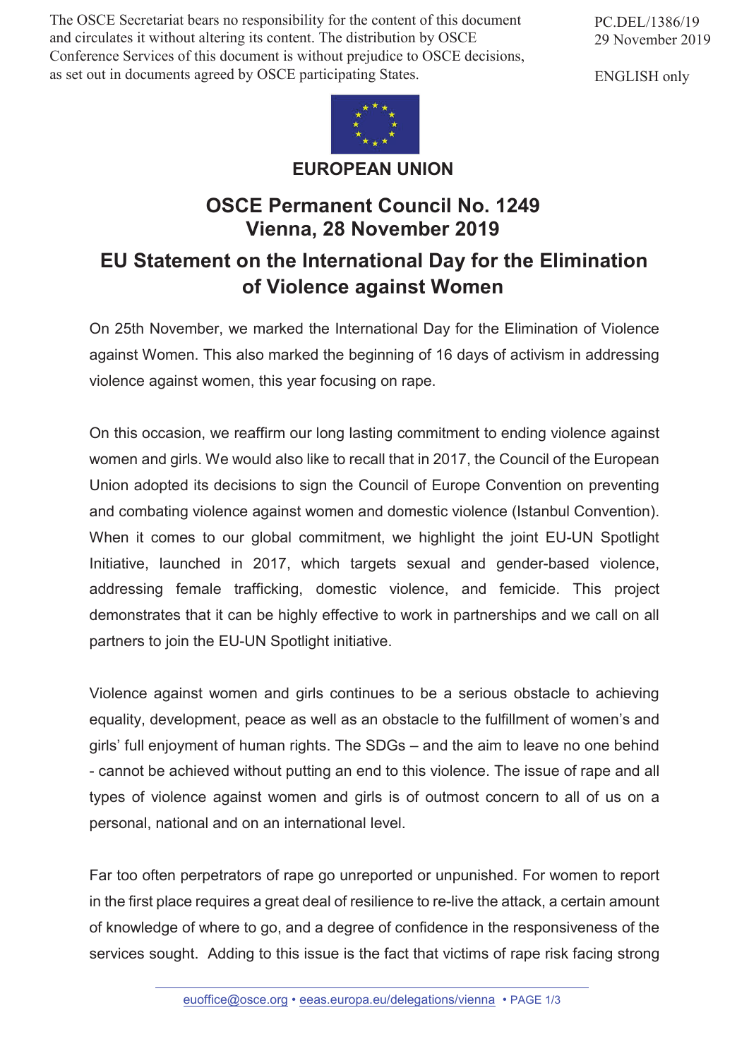The OSCE Secretariat bears no responsibility for the content of this document and circulates it without altering its content. The distribution by OSCE Conference Services of this document is without prejudice to OSCE decisions, as set out in documents agreed by OSCE participating States.

PC.DEL/1386/19
29 November 2019

ENGLISH only

**EUROPEAN UNION**

# OSCE Permanent Council No. 1249
## Vienna, 28 November 2019

# EU Statement on the International Day for the Elimination of Violence against Women

On 25th November, we marked the International Day for the Elimination of Violence against Women. This also marked the beginning of 16 days of activism in addressing violence against women, this year focusing on rape.

On this occasion, we reaffirm our long lasting commitment to ending violence against women and girls. We would also like to recall that in 2017, the Council of the European Union adopted its decisions to sign the Council of Europe Convention on preventing and combating violence against women and domestic violence (Istanbul Convention). When it comes to our global commitment, we highlight the joint EU-UN Spotlight Initiative, launched in 2017, which targets sexual and gender-based violence, addressing female trafficking, domestic violence, and femicide. This project demonstrates that it can be highly effective to work in partnerships and we call on all partners to join the EU-UN Spotlight initiative.

Violence against women and girls continues to be a serious obstacle to achieving equality, development, peace as well as an obstacle to the fulfillment of women's and girls' full enjoyment of human rights. The SDGs – and the aim to leave no one behind - cannot be achieved without putting an end to this violence. The issue of rape and all types of violence against women and girls is of outmost concern to all of us on a personal, national and on an international level.

Far too often perpetrators of rape go unreported or unpunished. For women to report in the first place requires a great deal of resilience to re-live the attack, a certain amount of knowledge of where to go, and a degree of confidence in the responsiveness of the services sought. Adding to this issue is the fact that victims of rape risk facing strong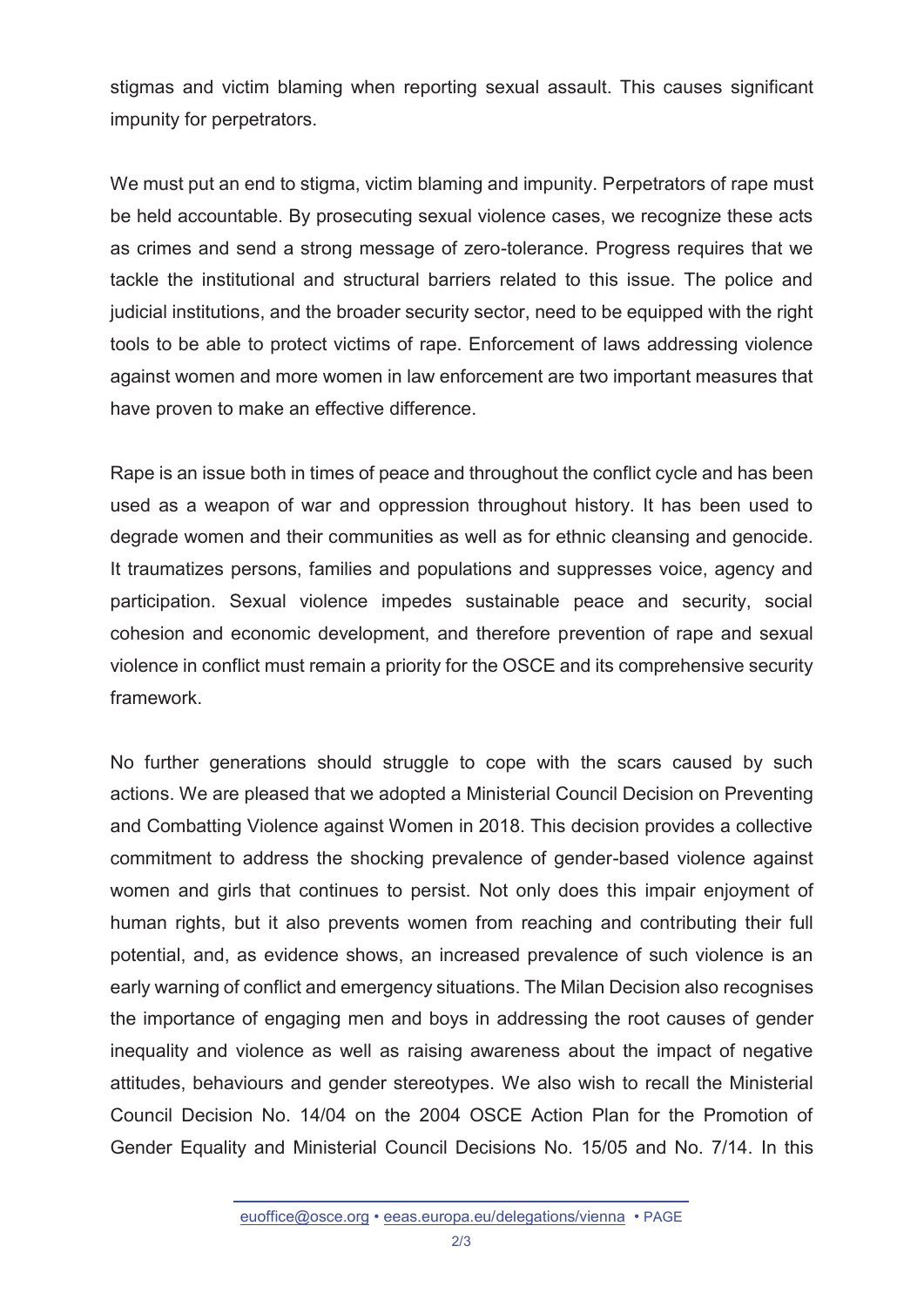stigmas and victim blaming when reporting sexual assault. This causes significant impunity for perpetrators.

We must put an end to stigma, victim blaming and impunity. Perpetrators of rape must be held accountable. By prosecuting sexual violence cases, we recognize these acts as crimes and send a strong message of zero-tolerance. Progress requires that we tackle the institutional and structural barriers related to this issue. The police and judicial institutions, and the broader security sector, need to be equipped with the right tools to be able to protect victims of rape. Enforcement of laws addressing violence against women and more women in law enforcement are two important measures that have proven to make an effective difference.

Rape is an issue both in times of peace and throughout the conflict cycle and has been used as a weapon of war and oppression throughout history. It has been used to degrade women and their communities as well as for ethnic cleansing and genocide. It traumatizes persons, families and populations and suppresses voice, agency and participation. Sexual violence impedes sustainable peace and security, social cohesion and economic development, and therefore prevention of rape and sexual violence in conflict must remain a priority for the OSCE and its comprehensive security framework.

No further generations should struggle to cope with the scars caused by such actions. We are pleased that we adopted a Ministerial Council Decision on Preventing and Combatting Violence against Women in 2018. This decision provides a collective commitment to address the shocking prevalence of gender-based violence against women and girls that continues to persist. Not only does this impair enjoyment of human rights, but it also prevents women from reaching and contributing their full potential, and, as evidence shows, an increased prevalence of such violence is an early warning of conflict and emergency situations. The Milan Decision also recognises the importance of engaging men and boys in addressing the root causes of gender inequality and violence as well as raising awareness about the impact of negative attitudes, behaviours and gender stereotypes. We also wish to recall the Ministerial Council Decision No. 14/04 on the 2004 OSCE Action Plan for the Promotion of Gender Equality and Ministerial Council Decisions No. 15/05 and No. 7/14. In this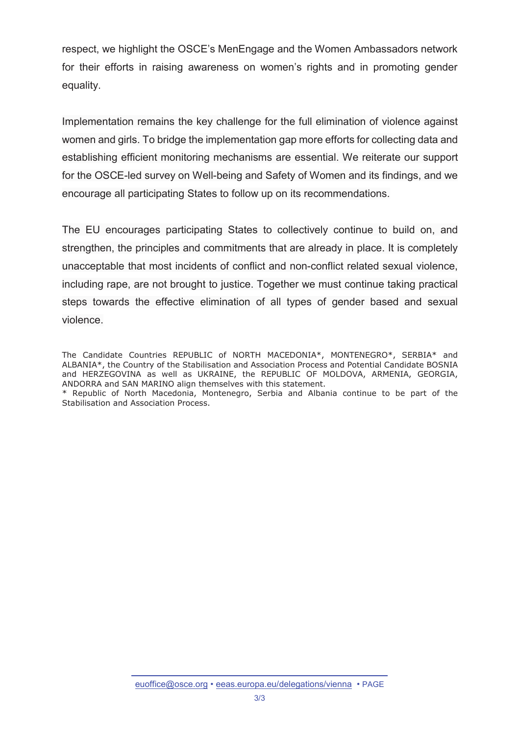respect, we highlight the OSCE's MenEngage and the Women Ambassadors network for their efforts in raising awareness on women's rights and in promoting gender equality.

Implementation remains the key challenge for the full elimination of violence against women and girls. To bridge the implementation gap more efforts for collecting data and establishing efficient monitoring mechanisms are essential. We reiterate our support for the OSCE-led survey on Well-being and Safety of Women and its findings, and we encourage all participating States to follow up on its recommendations.

The EU encourages participating States to collectively continue to build on, and strengthen, the principles and commitments that are already in place. It is completely unacceptable that most incidents of conflict and non-conflict related sexual violence, including rape, are not brought to justice. Together we must continue taking practical steps towards the effective elimination of all types of gender based and sexual violence.

The Candidate Countries REPUBLIC of NORTH MACEDONIA*, MONTENEGRO*, SERBIA* and ALBANIA*, the Country of the Stabilisation and Association Process and Potential Candidate BOSNIA and HERZEGOVINA as well as UKRAINE, the REPUBLIC OF MOLDOVA, ARMENIA, GEORGIA, ANDORRA and SAN MARINO align themselves with this statement.

* Republic of North Macedonia, Montenegro, Serbia and Albania continue to be part of the Stabilisation and Association Process.